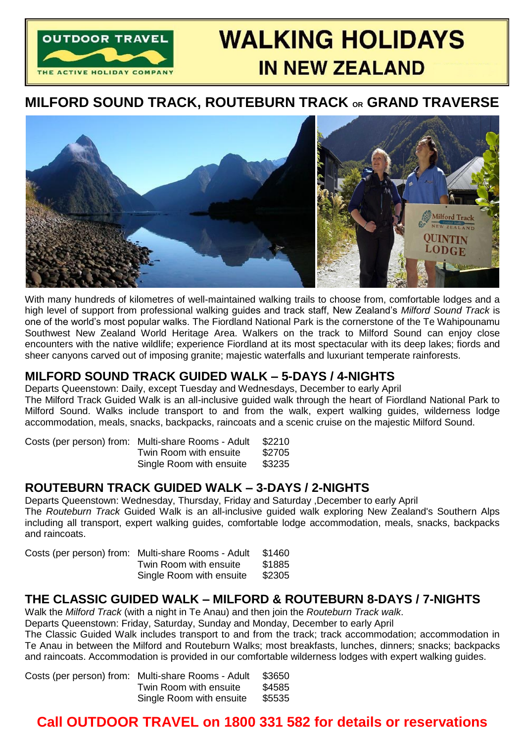# WALKING HOLIDAYS IN NEW ZEALAND

OUTDOOR TRAVEL
THE ACTIVE HOLIDAY COMPANY

## MILFORD SOUND TRACK, ROUTEBURN TRACK OR GRAND TRAVERSE

With many hundreds of kilometres of well-maintained walking trails to choose from, comfortable lodges and a high level of support from professional walking guides and track staff, New Zealand's *Milford Sound Track* is one of the world's most popular walks. The Fiordland National Park is the cornerstone of the Te Wahipounamu Southwest New Zealand World Heritage Area. Walkers on the track to Milford Sound can enjoy close encounters with the native wildlife; experience Fiordland at its most spectacular with its deep lakes; fiords and sheer canyons carved out of imposing granite; majestic waterfalls and luxuriant temperate rainforests.

## MILFORD SOUND TRACK GUIDED WALK – 5-DAYS / 4-NIGHTS

Departs Queenstown: Daily, except Tuesday and Wednesdays, December to early April

The Milford Track Guided Walk is an all-inclusive guided walk through the heart of Fiordland National Park to Milford Sound. Walks include transport to and from the walk, expert walking guides, wilderness lodge accommodation, meals, snacks, backpacks, raincoats and a scenic cruise on the majestic Milford Sound.

| Costs (per person) from: | Multi-share Rooms - Adult | $2210 |
|---|---|---|
| | Twin Room with ensuite | $2705 |
| | Single Room with ensuite | $3235 |

## ROUTEBURN TRACK GUIDED WALK – 3-DAYS / 2-NIGHTS

Departs Queenstown: Wednesday, Thursday, Friday and Saturday ,December to early April

The *Routeburn Track* Guided Walk is an all-inclusive guided walk exploring New Zealand's Southern Alps including all transport, expert walking guides, comfortable lodge accommodation, meals, snacks, backpacks and raincoats.

| Costs (per person) from: | Multi-share Rooms - Adult | $1460 |
|---|---|---|
| | Twin Room with ensuite | $1885 |
| | Single Room with ensuite | $2305 |

## THE CLASSIC GUIDED WALK – MILFORD & ROUTEBURN 8-DAYS / 7-NIGHTS

Walk the *Milford Track* (with a night in Te Anau) and then join the *Routeburn Track walk*.

Departs Queenstown: Friday, Saturday, Sunday and Monday, December to early April

The Classic Guided Walk includes transport to and from the track; track accommodation; accommodation in Te Anau in between the Milford and Routeburn Walks; most breakfasts, lunches, dinners; snacks; backpacks and raincoats. Accommodation is provided in our comfortable wilderness lodges with expert walking guides.

| Costs (per person) from: | Multi-share Rooms - Adult | $3650 |
|---|---|---|
| | Twin Room with ensuite | $4585 |
| | Single Room with ensuite | $5535 |

**Call OUTDOOR TRAVEL on 1800 331 582 for details or reservations**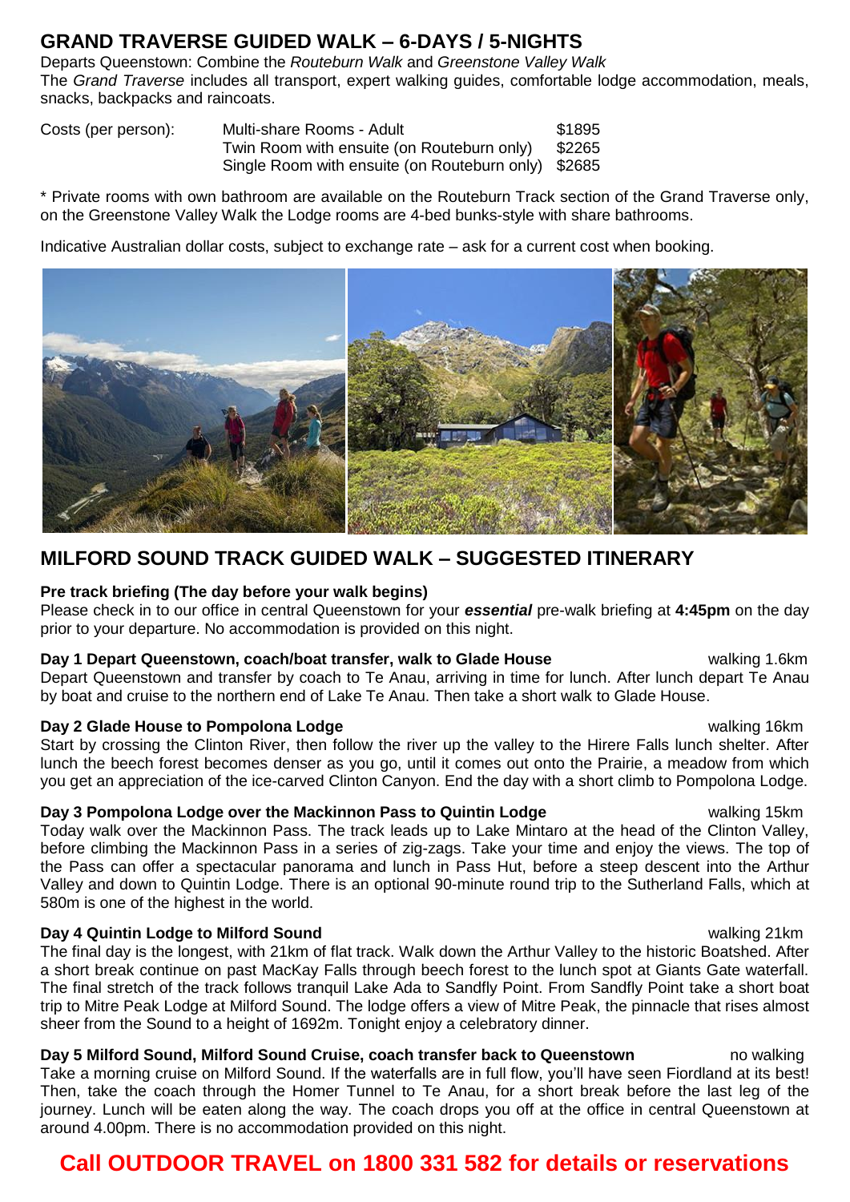## GRAND TRAVERSE GUIDED WALK – 6-DAYS / 5-NIGHTS

Departs Queenstown: Combine the *Routeburn Walk* and *Greenstone Valley Walk*
The *Grand Traverse* includes all transport, expert walking guides, comfortable lodge accommodation, meals, snacks, backpacks and raincoats.

| | | |
|---|---|---|
| Costs (per person): | Multi-share Rooms - Adult | $1895 |
| | Twin Room with ensuite (on Routeburn only) | $2265 |
| | Single Room with ensuite (on Routeburn only) | $2685 |

* Private rooms with own bathroom are available on the Routeburn Track section of the Grand Traverse only, on the Greenstone Valley Walk the Lodge rooms are 4-bed bunks-style with share bathrooms.

Indicative Australian dollar costs, subject to exchange rate – ask for a current cost when booking.

## MILFORD SOUND TRACK GUIDED WALK – SUGGESTED ITINERARY

**Pre track briefing (The day before your walk begins)**
Please check in to our office in central Queenstown for your ***essential*** pre-walk briefing at **4:45pm** on the day prior to your departure. No accommodation is provided on this night.

**Day 1 Depart Queenstown, coach/boat transfer, walk to Glade House** — walking 1.6km
Depart Queenstown and transfer by coach to Te Anau, arriving in time for lunch. After lunch depart Te Anau by boat and cruise to the northern end of Lake Te Anau. Then take a short walk to Glade House.

**Day 2 Glade House to Pompolona Lodge** — walking 16km
Start by crossing the Clinton River, then follow the river up the valley to the Hirere Falls lunch shelter. After lunch the beech forest becomes denser as you go, until it comes out onto the Prairie, a meadow from which you get an appreciation of the ice-carved Clinton Canyon. End the day with a short climb to Pompolona Lodge.

**Day 3 Pompolona Lodge over the Mackinnon Pass to Quintin Lodge** — walking 15km
Today walk over the Mackinnon Pass. The track leads up to Lake Mintaro at the head of the Clinton Valley, before climbing the Mackinnon Pass in a series of zig-zags. Take your time and enjoy the views. The top of the Pass can offer a spectacular panorama and lunch in Pass Hut, before a steep descent into the Arthur Valley and down to Quintin Lodge. There is an optional 90-minute round trip to the Sutherland Falls, which at 580m is one of the highest in the world.

**Day 4 Quintin Lodge to Milford Sound** — walking 21km
The final day is the longest, with 21km of flat track. Walk down the Arthur Valley to the historic Boatshed. After a short break continue on past MacKay Falls through beech forest to the lunch spot at Giants Gate waterfall. The final stretch of the track follows tranquil Lake Ada to Sandfly Point. From Sandfly Point take a short boat trip to Mitre Peak Lodge at Milford Sound. The lodge offers a view of Mitre Peak, the pinnacle that rises almost sheer from the Sound to a height of 1692m. Tonight enjoy a celebratory dinner.

**Day 5 Milford Sound, Milford Sound Cruise, coach transfer back to Queenstown** — no walking
Take a morning cruise on Milford Sound. If the waterfalls are in full flow, you'll have seen Fiordland at its best! Then, take the coach through the Homer Tunnel to Te Anau, for a short break before the last leg of the journey. Lunch will be eaten along the way. The coach drops you off at the office in central Queenstown at around 4.00pm. There is no accommodation provided on this night.

## Call OUTDOOR TRAVEL on 1800 331 582 for details or reservations